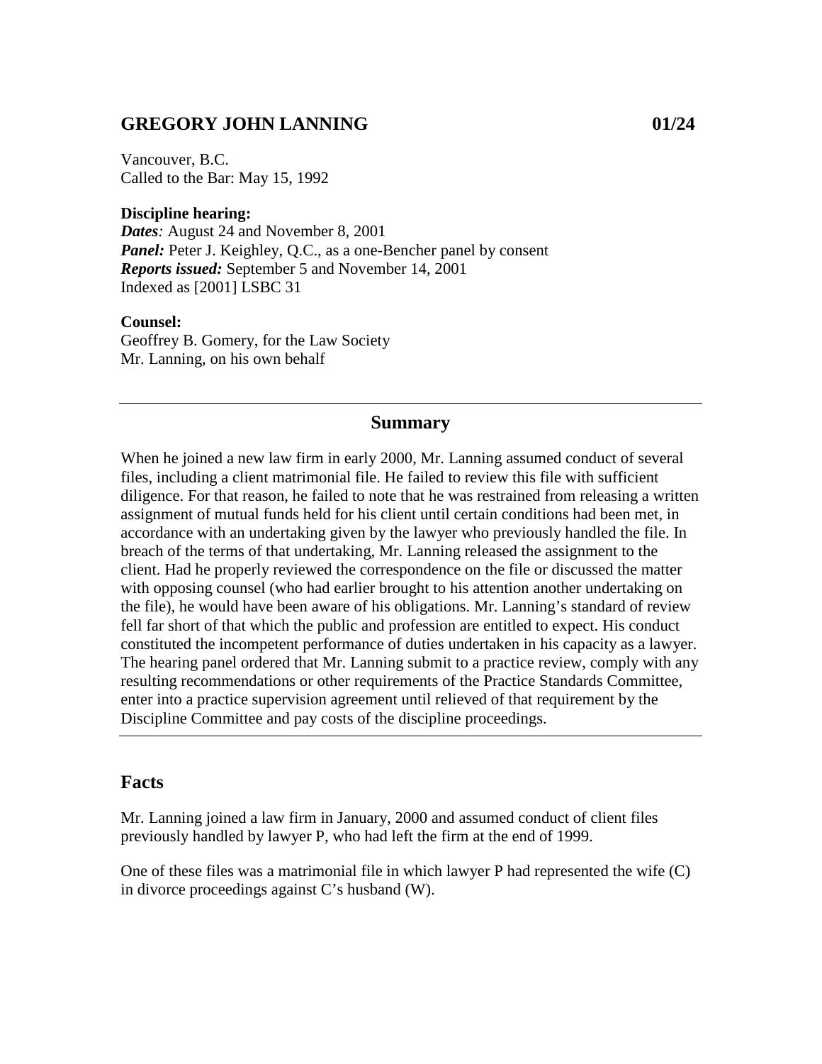# GREGORY JOHN LANNING 01/24

Vancouver, B.C.
Called to the Bar: May 15, 1992

**Discipline hearing:**
***Dates**:* August 24 and November 8, 2001
***Panel:*** Peter J. Keighley, Q.C., as a one-Bencher panel by consent
***Reports issued:*** September 5 and November 14, 2001
Indexed as [2001] LSBC 31

**Counsel:**
Geoffrey B. Gomery, for the Law Society
Mr. Lanning, on his own behalf

---

## Summary

When he joined a new law firm in early 2000, Mr. Lanning assumed conduct of several files, including a client matrimonial file. He failed to review this file with sufficient diligence. For that reason, he failed to note that he was restrained from releasing a written assignment of mutual funds held for his client until certain conditions had been met, in accordance with an undertaking given by the lawyer who previously handled the file. In breach of the terms of that undertaking, Mr. Lanning released the assignment to the client. Had he properly reviewed the correspondence on the file or discussed the matter with opposing counsel (who had earlier brought to his attention another undertaking on the file), he would have been aware of his obligations. Mr. Lanning's standard of review fell far short of that which the public and profession are entitled to expect. His conduct constituted the incompetent performance of duties undertaken in his capacity as a lawyer. The hearing panel ordered that Mr. Lanning submit to a practice review, comply with any resulting recommendations or other requirements of the Practice Standards Committee, enter into a practice supervision agreement until relieved of that requirement by the Discipline Committee and pay costs of the discipline proceedings.

---

## Facts

Mr. Lanning joined a law firm in January, 2000 and assumed conduct of client files previously handled by lawyer P, who had left the firm at the end of 1999.

One of these files was a matrimonial file in which lawyer P had represented the wife (C) in divorce proceedings against C's husband (W).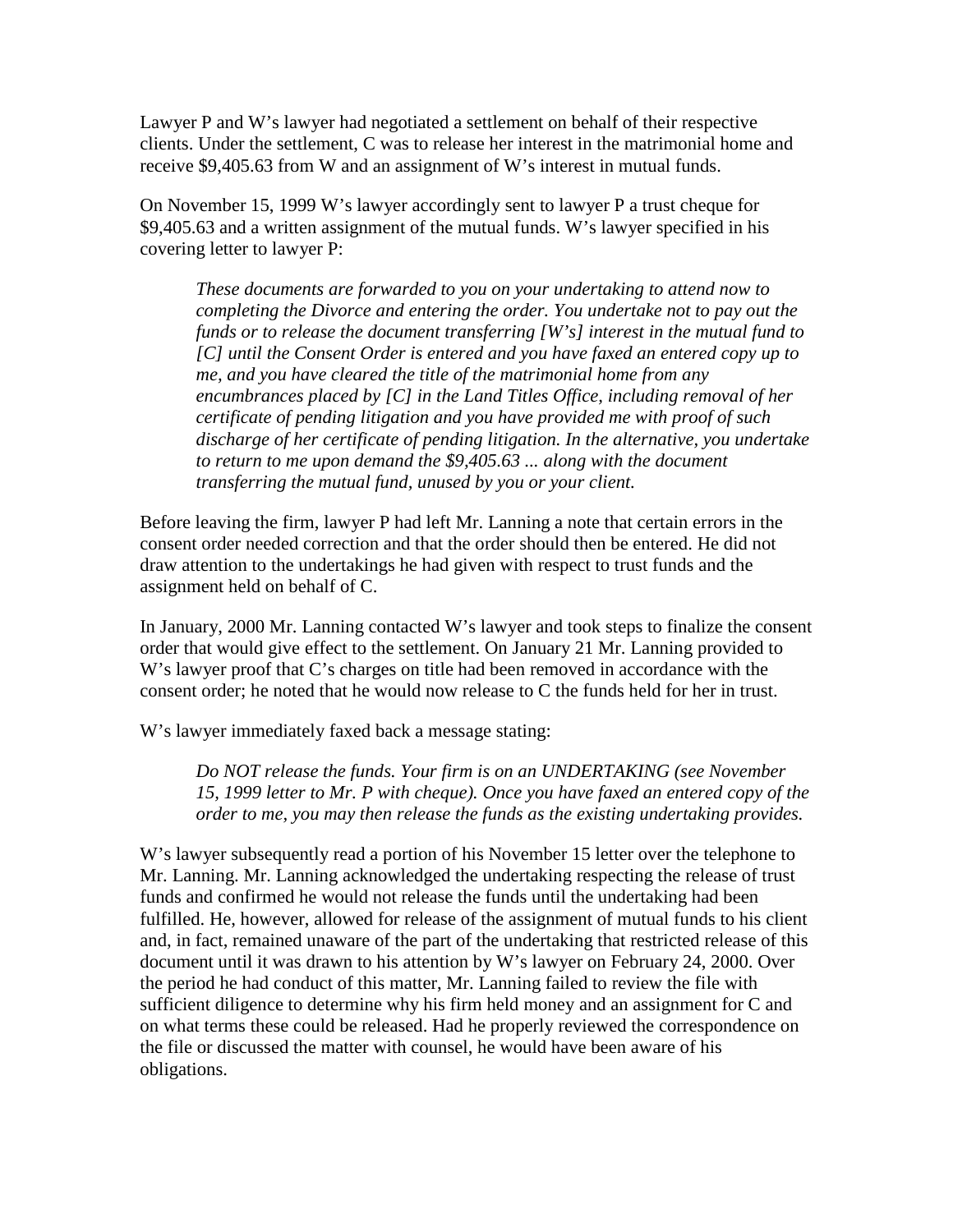Lawyer P and W's lawyer had negotiated a settlement on behalf of their respective clients. Under the settlement, C was to release her interest in the matrimonial home and receive $9,405.63 from W and an assignment of W's interest in mutual funds.

On November 15, 1999 W's lawyer accordingly sent to lawyer P a trust cheque for $9,405.63 and a written assignment of the mutual funds. W's lawyer specified in his covering letter to lawyer P:

> *These documents are forwarded to you on your undertaking to attend now to completing the Divorce and entering the order. You undertake not to pay out the funds or to release the document transferring [W's] interest in the mutual fund to [C] until the Consent Order is entered and you have faxed an entered copy up to me, and you have cleared the title of the matrimonial home from any encumbrances placed by [C] in the Land Titles Office, including removal of her certificate of pending litigation and you have provided me with proof of such discharge of her certificate of pending litigation. In the alternative, you undertake to return to me upon demand the $9,405.63 ... along with the document transferring the mutual fund, unused by you or your client.*

Before leaving the firm, lawyer P had left Mr. Lanning a note that certain errors in the consent order needed correction and that the order should then be entered. He did not draw attention to the undertakings he had given with respect to trust funds and the assignment held on behalf of C.

In January, 2000 Mr. Lanning contacted W's lawyer and took steps to finalize the consent order that would give effect to the settlement. On January 21 Mr. Lanning provided to W's lawyer proof that C's charges on title had been removed in accordance with the consent order; he noted that he would now release to C the funds held for her in trust.

W's lawyer immediately faxed back a message stating:

> *Do NOT release the funds. Your firm is on an UNDERTAKING (see November 15, 1999 letter to Mr. P with cheque). Once you have faxed an entered copy of the order to me, you may then release the funds as the existing undertaking provides.*

W's lawyer subsequently read a portion of his November 15 letter over the telephone to Mr. Lanning. Mr. Lanning acknowledged the undertaking respecting the release of trust funds and confirmed he would not release the funds until the undertaking had been fulfilled. He, however, allowed for release of the assignment of mutual funds to his client and, in fact, remained unaware of the part of the undertaking that restricted release of this document until it was drawn to his attention by W's lawyer on February 24, 2000. Over the period he had conduct of this matter, Mr. Lanning failed to review the file with sufficient diligence to determine why his firm held money and an assignment for C and on what terms these could be released. Had he properly reviewed the correspondence on the file or discussed the matter with counsel, he would have been aware of his obligations.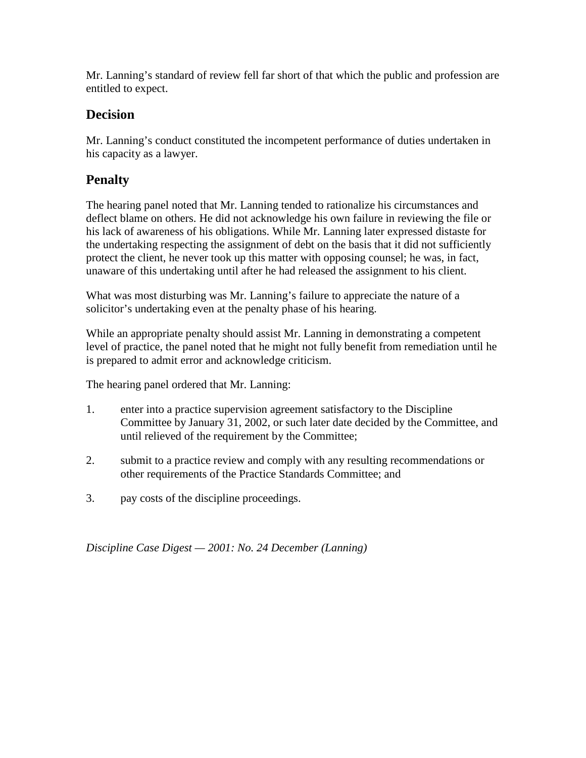Mr. Lanning's standard of review fell far short of that which the public and profession are entitled to expect.

## Decision

Mr. Lanning's conduct constituted the incompetent performance of duties undertaken in his capacity as a lawyer.

## Penalty

The hearing panel noted that Mr. Lanning tended to rationalize his circumstances and deflect blame on others. He did not acknowledge his own failure in reviewing the file or his lack of awareness of his obligations. While Mr. Lanning later expressed distaste for the undertaking respecting the assignment of debt on the basis that it did not sufficiently protect the client, he never took up this matter with opposing counsel; he was, in fact, unaware of this undertaking until after he had released the assignment to his client.

What was most disturbing was Mr. Lanning's failure to appreciate the nature of a solicitor's undertaking even at the penalty phase of his hearing.

While an appropriate penalty should assist Mr. Lanning in demonstrating a competent level of practice, the panel noted that he might not fully benefit from remediation until he is prepared to admit error and acknowledge criticism.

The hearing panel ordered that Mr. Lanning:

1. enter into a practice supervision agreement satisfactory to the Discipline Committee by January 31, 2002, or such later date decided by the Committee, and until relieved of the requirement by the Committee;
2. submit to a practice review and comply with any resulting recommendations or other requirements of the Practice Standards Committee; and
3. pay costs of the discipline proceedings.

*Discipline Case Digest — 2001: No. 24 December (Lanning)*